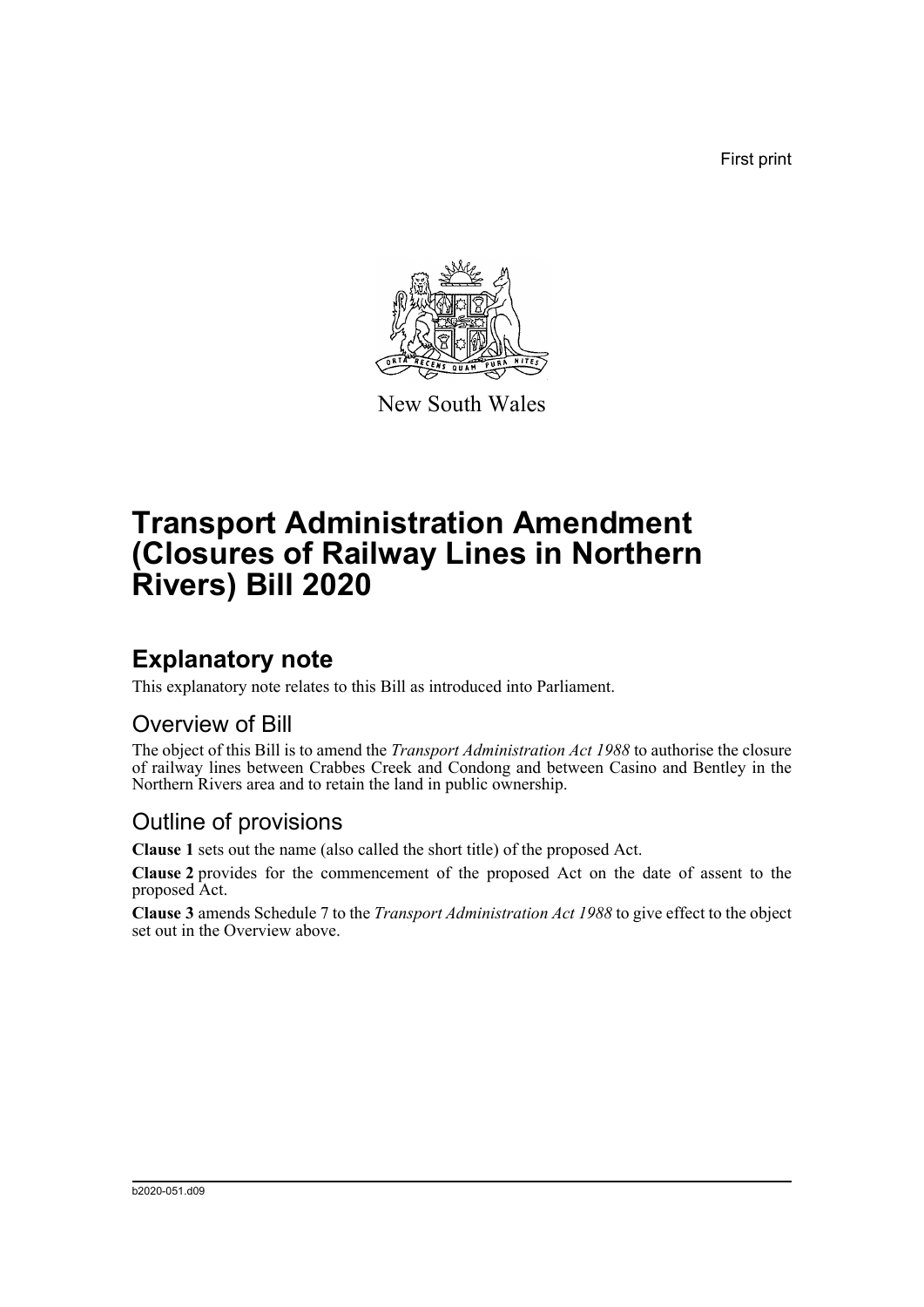First print

New South Wales

# Transport Administration Amendment (Closures of Railway Lines in Northern Rivers) Bill 2020

## Explanatory note

This explanatory note relates to this Bill as introduced into Parliament.

### Overview of Bill

The object of this Bill is to amend the *Transport Administration Act 1988* to authorise the closure of railway lines between Crabbes Creek and Condong and between Casino and Bentley in the Northern Rivers area and to retain the land in public ownership.

### Outline of provisions

**Clause 1** sets out the name (also called the short title) of the proposed Act.

**Clause 2** provides for the commencement of the proposed Act on the date of assent to the proposed Act.

**Clause 3** amends Schedule 7 to the *Transport Administration Act 1988* to give effect to the object set out in the Overview above.

b2020-051.d09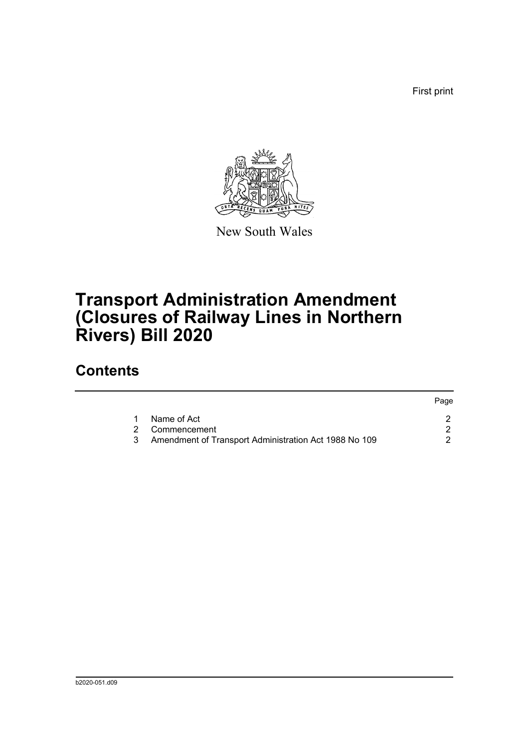First print

New South Wales

# Transport Administration Amendment (Closures of Railway Lines in Northern Rivers) Bill 2020

## Contents

| | | Page |
|---|---|---|
| 1 | Name of Act | 2 |
| 2 | Commencement | 2 |
| 3 | Amendment of Transport Administration Act 1988 No 109 | 2 |

b2020-051.d09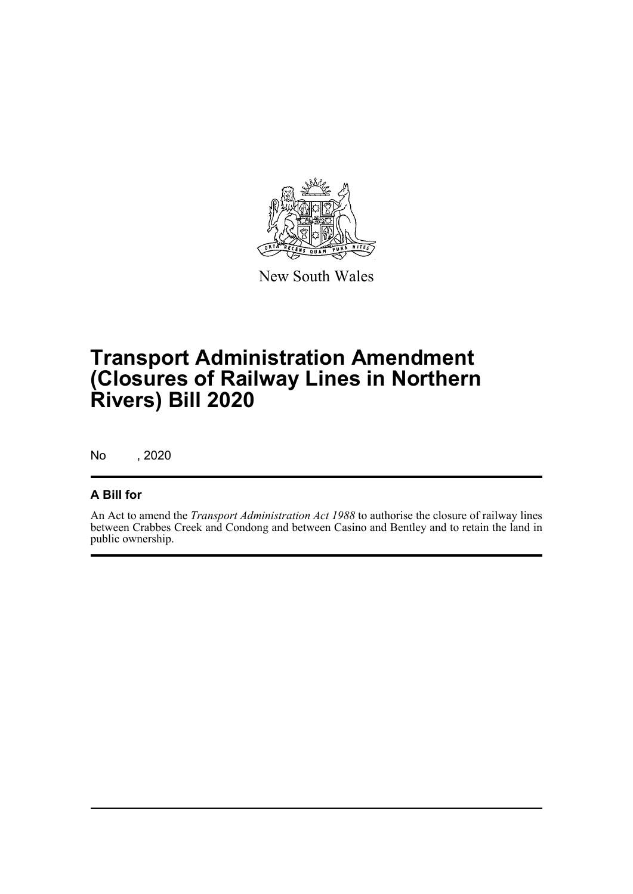New South Wales

# Transport Administration Amendment (Closures of Railway Lines in Northern Rivers) Bill 2020

No , 2020

## A Bill for

An Act to amend the *Transport Administration Act 1988* to authorise the closure of railway lines between Crabbes Creek and Condong and between Casino and Bentley and to retain the land in public ownership.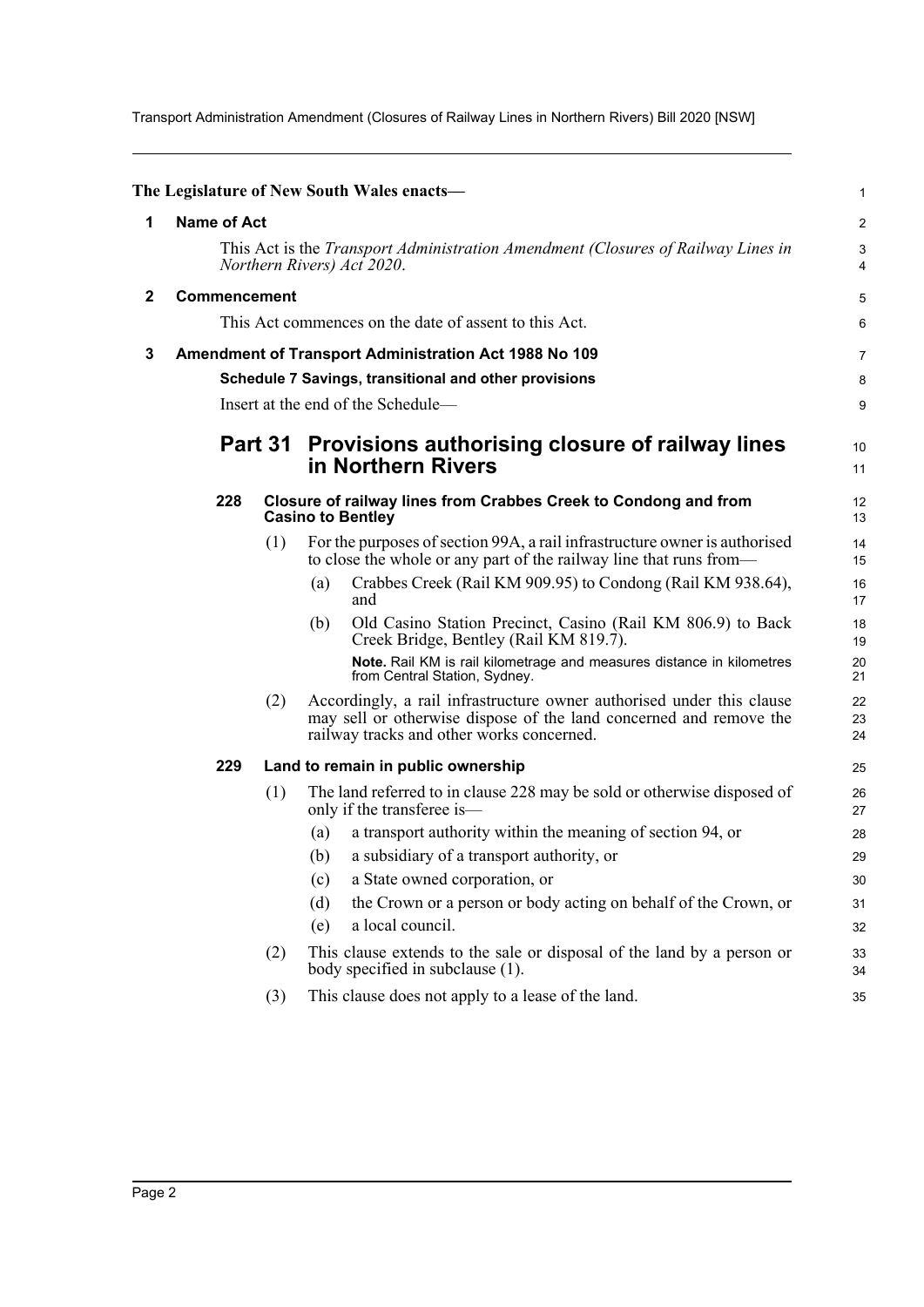The Legislature of New South Wales enacts—

## 1 Name of Act

This Act is the *Transport Administration Amendment (Closures of Railway Lines in Northern Rivers) Act 2020*.

## 2 Commencement

This Act commences on the date of assent to this Act.

## 3 Amendment of Transport Administration Act 1988 No 109

**Schedule 7 Savings, transitional and other provisions**

Insert at the end of the Schedule—

# Part 31 Provisions authorising closure of railway lines in Northern Rivers

### 228 Closure of railway lines from Crabbes Creek to Condong and from Casino to Bentley

(1) For the purposes of section 99A, a rail infrastructure owner is authorised to close the whole or any part of the railway line that runs from—

(a) Crabbes Creek (Rail KM 909.95) to Condong (Rail KM 938.64), and

(b) Old Casino Station Precinct, Casino (Rail KM 806.9) to Back Creek Bridge, Bentley (Rail KM 819.7).

**Note.** Rail KM is rail kilometrage and measures distance in kilometres from Central Station, Sydney.

(2) Accordingly, a rail infrastructure owner authorised under this clause may sell or otherwise dispose of the land concerned and remove the railway tracks and other works concerned.

### 229 Land to remain in public ownership

(1) The land referred to in clause 228 may be sold or otherwise disposed of only if the transferee is—

(a) a transport authority within the meaning of section 94, or

(b) a subsidiary of a transport authority, or

(c) a State owned corporation, or

(d) the Crown or a person or body acting on behalf of the Crown, or

(e) a local council.

(2) This clause extends to the sale or disposal of the land by a person or body specified in subclause (1).

(3) This clause does not apply to a lease of the land.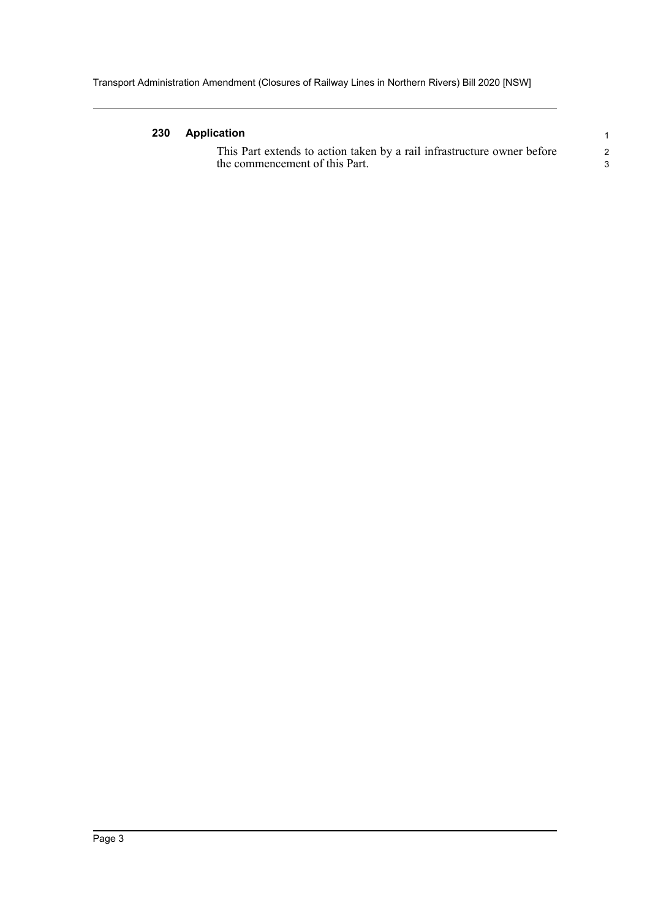### 230 Application

This Part extends to action taken by a rail infrastructure owner before the commencement of this Part.